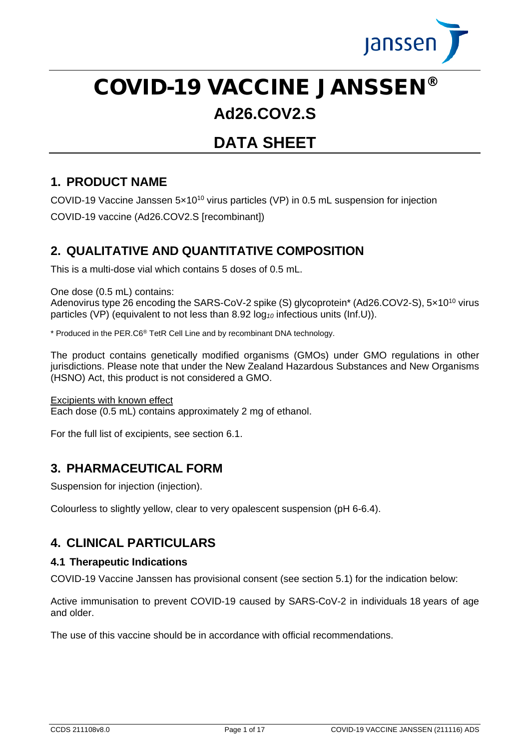# COVID-19 VACCINE JANSSEN®

## Ad26.COV2.S

## DATA SHEET

## 1. PRODUCT NAME

COVID-19 Vaccine Janssen $5 \times 10^{10}$ virus particles (VP) in 0.5 mL suspension for injection

COVID-19 vaccine (Ad26.COV2.S [recombinant])

## 2. QUALITATIVE AND QUANTITATIVE COMPOSITION

This is a multi-dose vial which contains 5 doses of 0.5 mL.

One dose (0.5 mL) contains:
Adenovirus type 26 encoding the SARS-CoV-2 spike (S) glycoprotein* (Ad26.COV2-S), $5 \times 10^{10}$ virus particles (VP) (equivalent to not less than 8.92 $\log_{10}$ infectious units (Inf.U)).

* Produced in the PER.C6® TetR Cell Line and by recombinant DNA technology.

The product contains genetically modified organisms (GMOs) under GMO regulations in other jurisdictions. Please note that under the New Zealand Hazardous Substances and New Organisms (HSNO) Act, this product is not considered a GMO.

Excipients with known effect
Each dose (0.5 mL) contains approximately 2 mg of ethanol.

For the full list of excipients, see section 6.1.

## 3. PHARMACEUTICAL FORM

Suspension for injection (injection).

Colourless to slightly yellow, clear to very opalescent suspension (pH 6-6.4).

## 4. CLINICAL PARTICULARS

### 4.1 Therapeutic Indications

COVID-19 Vaccine Janssen has provisional consent (see section 5.1) for the indication below:

Active immunisation to prevent COVID-19 caused by SARS-CoV-2 in individuals 18 years of age and older.

The use of this vaccine should be in accordance with official recommendations.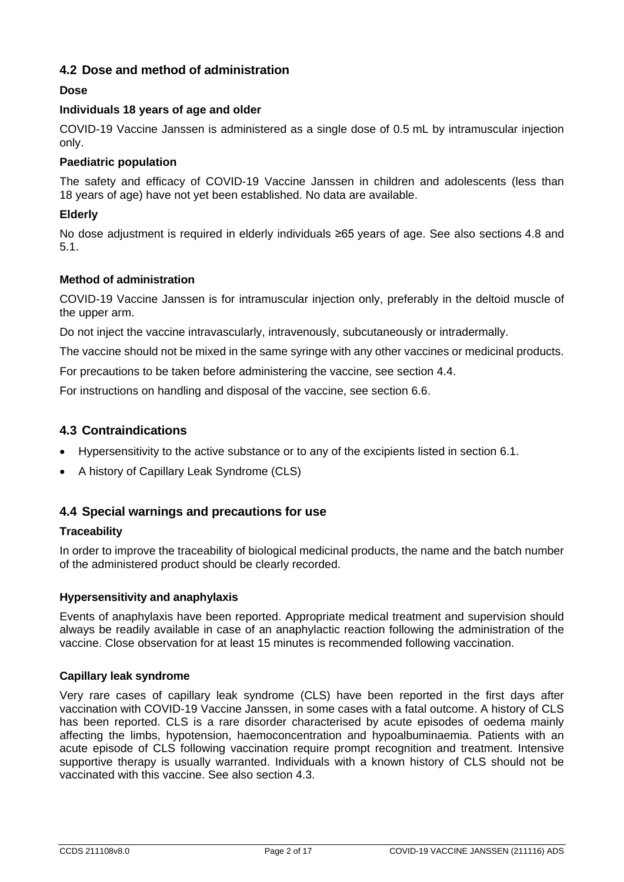## 4.2 Dose and method of administration

### Dose

#### Individuals 18 years of age and older

COVID-19 Vaccine Janssen is administered as a single dose of 0.5 mL by intramuscular injection only.

#### Paediatric population

The safety and efficacy of COVID-19 Vaccine Janssen in children and adolescents (less than 18 years of age) have not yet been established. No data are available.

#### Elderly

No dose adjustment is required in elderly individuals ≥65 years of age. See also sections 4.8 and 5.1.

### Method of administration

COVID-19 Vaccine Janssen is for intramuscular injection only, preferably in the deltoid muscle of the upper arm.

Do not inject the vaccine intravascularly, intravenously, subcutaneously or intradermally.

The vaccine should not be mixed in the same syringe with any other vaccines or medicinal products.

For precautions to be taken before administering the vaccine, see section 4.4.

For instructions on handling and disposal of the vaccine, see section 6.6.

## 4.3 Contraindications

- Hypersensitivity to the active substance or to any of the excipients listed in section 6.1.
- A history of Capillary Leak Syndrome (CLS)

## 4.4 Special warnings and precautions for use

### Traceability

In order to improve the traceability of biological medicinal products, the name and the batch number of the administered product should be clearly recorded.

### Hypersensitivity and anaphylaxis

Events of anaphylaxis have been reported. Appropriate medical treatment and supervision should always be readily available in case of an anaphylactic reaction following the administration of the vaccine. Close observation for at least 15 minutes is recommended following vaccination.

### Capillary leak syndrome

Very rare cases of capillary leak syndrome (CLS) have been reported in the first days after vaccination with COVID-19 Vaccine Janssen, in some cases with a fatal outcome. A history of CLS has been reported. CLS is a rare disorder characterised by acute episodes of oedema mainly affecting the limbs, hypotension, haemoconcentration and hypoalbuminaemia. Patients with an acute episode of CLS following vaccination require prompt recognition and treatment. Intensive supportive therapy is usually warranted. Individuals with a known history of CLS should not be vaccinated with this vaccine. See also section 4.3.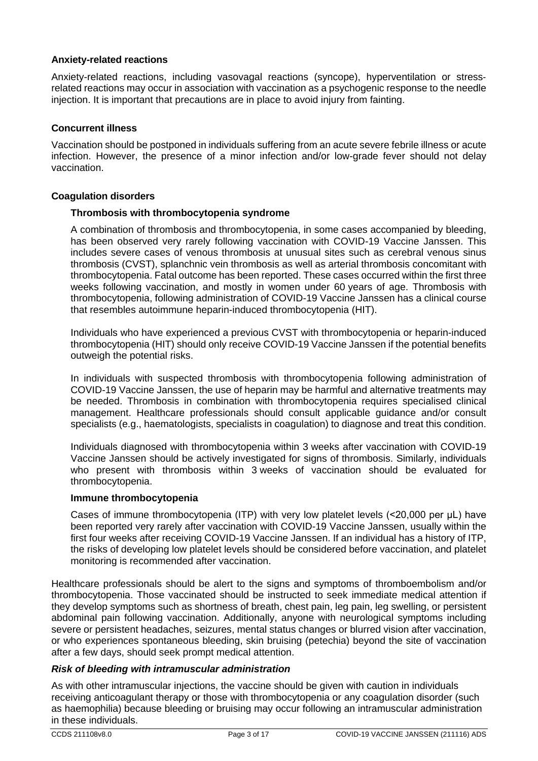#### Anxiety-related reactions

Anxiety-related reactions, including vasovagal reactions (syncope), hyperventilation or stress-related reactions may occur in association with vaccination as a psychogenic response to the needle injection. It is important that precautions are in place to avoid injury from fainting.

#### Concurrent illness

Vaccination should be postponed in individuals suffering from an acute severe febrile illness or acute infection. However, the presence of a minor infection and/or low-grade fever should not delay vaccination.

#### Coagulation disorders

##### Thrombosis with thrombocytopenia syndrome

A combination of thrombosis and thrombocytopenia, in some cases accompanied by bleeding, has been observed very rarely following vaccination with COVID-19 Vaccine Janssen. This includes severe cases of venous thrombosis at unusual sites such as cerebral venous sinus thrombosis (CVST), splanchnic vein thrombosis as well as arterial thrombosis concomitant with thrombocytopenia. Fatal outcome has been reported. These cases occurred within the first three weeks following vaccination, and mostly in women under 60 years of age. Thrombosis with thrombocytopenia, following administration of COVID-19 Vaccine Janssen has a clinical course that resembles autoimmune heparin-induced thrombocytopenia (HIT).

Individuals who have experienced a previous CVST with thrombocytopenia or heparin-induced thrombocytopenia (HIT) should only receive COVID-19 Vaccine Janssen if the potential benefits outweigh the potential risks.

In individuals with suspected thrombosis with thrombocytopenia following administration of COVID-19 Vaccine Janssen, the use of heparin may be harmful and alternative treatments may be needed. Thrombosis in combination with thrombocytopenia requires specialised clinical management. Healthcare professionals should consult applicable guidance and/or consult specialists (e.g., haematologists, specialists in coagulation) to diagnose and treat this condition.

Individuals diagnosed with thrombocytopenia within 3 weeks after vaccination with COVID-19 Vaccine Janssen should be actively investigated for signs of thrombosis. Similarly, individuals who present with thrombosis within 3 weeks of vaccination should be evaluated for thrombocytopenia.

##### Immune thrombocytopenia

Cases of immune thrombocytopenia (ITP) with very low platelet levels (<20,000 per µL) have been reported very rarely after vaccination with COVID-19 Vaccine Janssen, usually within the first four weeks after receiving COVID-19 Vaccine Janssen. If an individual has a history of ITP, the risks of developing low platelet levels should be considered before vaccination, and platelet monitoring is recommended after vaccination.

Healthcare professionals should be alert to the signs and symptoms of thromboembolism and/or thrombocytopenia. Those vaccinated should be instructed to seek immediate medical attention if they develop symptoms such as shortness of breath, chest pain, leg pain, leg swelling, or persistent abdominal pain following vaccination. Additionally, anyone with neurological symptoms including severe or persistent headaches, seizures, mental status changes or blurred vision after vaccination, or who experiences spontaneous bleeding, skin bruising (petechia) beyond the site of vaccination after a few days, should seek prompt medical attention.

#### *Risk of bleeding with intramuscular administration*

As with other intramuscular injections, the vaccine should be given with caution in individuals receiving anticoagulant therapy or those with thrombocytopenia or any coagulation disorder (such as haemophilia) because bleeding or bruising may occur following an intramuscular administration in these individuals.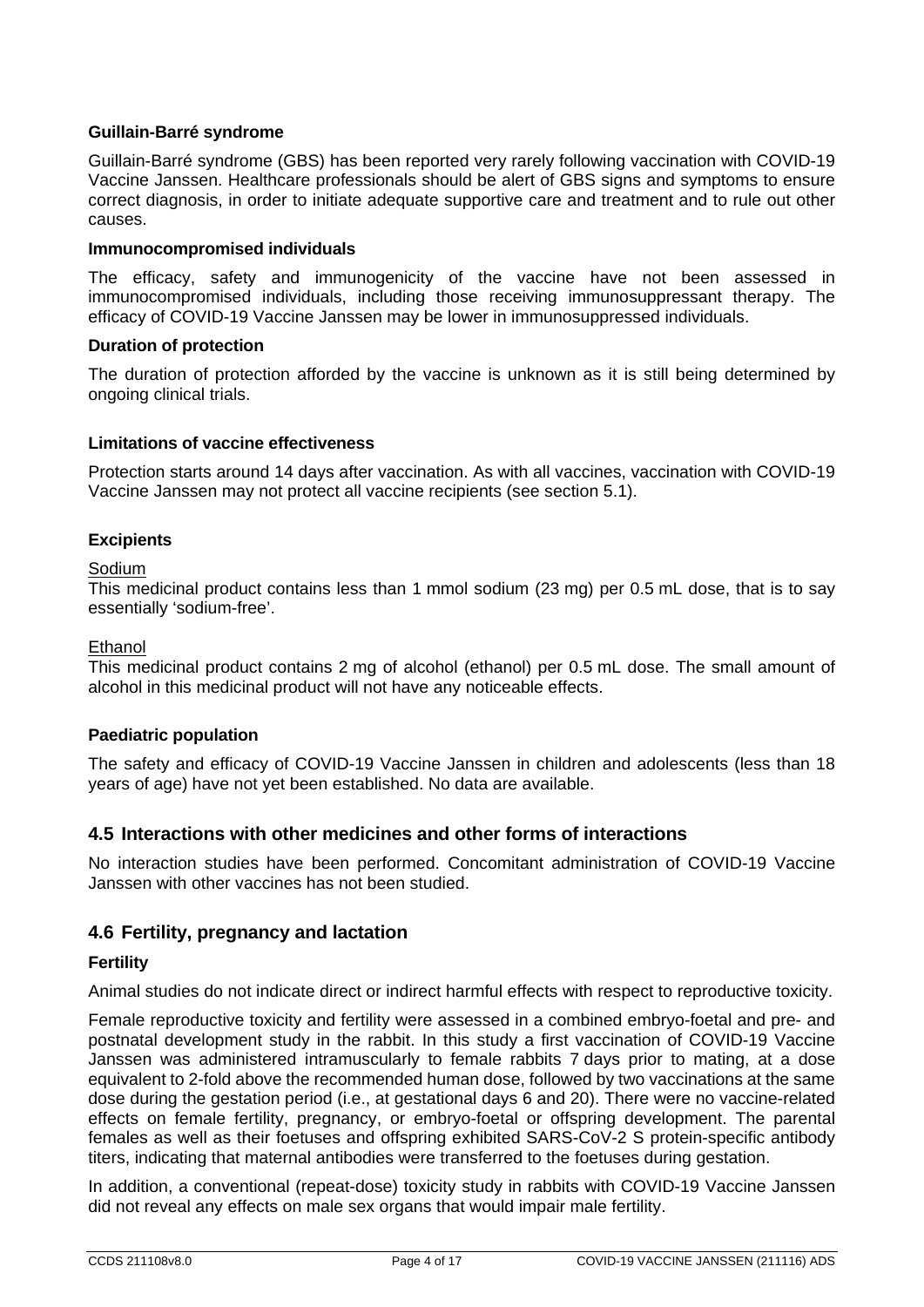**Guillain-Barré syndrome**

Guillain-Barré syndrome (GBS) has been reported very rarely following vaccination with COVID-19 Vaccine Janssen. Healthcare professionals should be alert of GBS signs and symptoms to ensure correct diagnosis, in order to initiate adequate supportive care and treatment and to rule out other causes.

**Immunocompromised individuals**

The efficacy, safety and immunogenicity of the vaccine have not been assessed in immunocompromised individuals, including those receiving immunosuppressant therapy. The efficacy of COVID-19 Vaccine Janssen may be lower in immunosuppressed individuals.

**Duration of protection**

The duration of protection afforded by the vaccine is unknown as it is still being determined by ongoing clinical trials.

**Limitations of vaccine effectiveness**

Protection starts around 14 days after vaccination. As with all vaccines, vaccination with COVID-19 Vaccine Janssen may not protect all vaccine recipients (see section 5.1).

**Excipients**

Sodium

This medicinal product contains less than 1 mmol sodium (23 mg) per 0.5 mL dose, that is to say essentially 'sodium-free'.

Ethanol

This medicinal product contains 2 mg of alcohol (ethanol) per 0.5 mL dose. The small amount of alcohol in this medicinal product will not have any noticeable effects.

**Paediatric population**

The safety and efficacy of COVID-19 Vaccine Janssen in children and adolescents (less than 18 years of age) have not yet been established. No data are available.

## 4.5 Interactions with other medicines and other forms of interactions

No interaction studies have been performed. Concomitant administration of COVID-19 Vaccine Janssen with other vaccines has not been studied.

## 4.6 Fertility, pregnancy and lactation

**Fertility**

Animal studies do not indicate direct or indirect harmful effects with respect to reproductive toxicity.

Female reproductive toxicity and fertility were assessed in a combined embryo-foetal and pre- and postnatal development study in the rabbit. In this study a first vaccination of COVID-19 Vaccine Janssen was administered intramuscularly to female rabbits 7 days prior to mating, at a dose equivalent to 2-fold above the recommended human dose, followed by two vaccinations at the same dose during the gestation period (i.e., at gestational days 6 and 20). There were no vaccine-related effects on female fertility, pregnancy, or embryo-foetal or offspring development. The parental females as well as their foetuses and offspring exhibited SARS-CoV-2 S protein-specific antibody titers, indicating that maternal antibodies were transferred to the foetuses during gestation.

In addition, a conventional (repeat-dose) toxicity study in rabbits with COVID-19 Vaccine Janssen did not reveal any effects on male sex organs that would impair male fertility.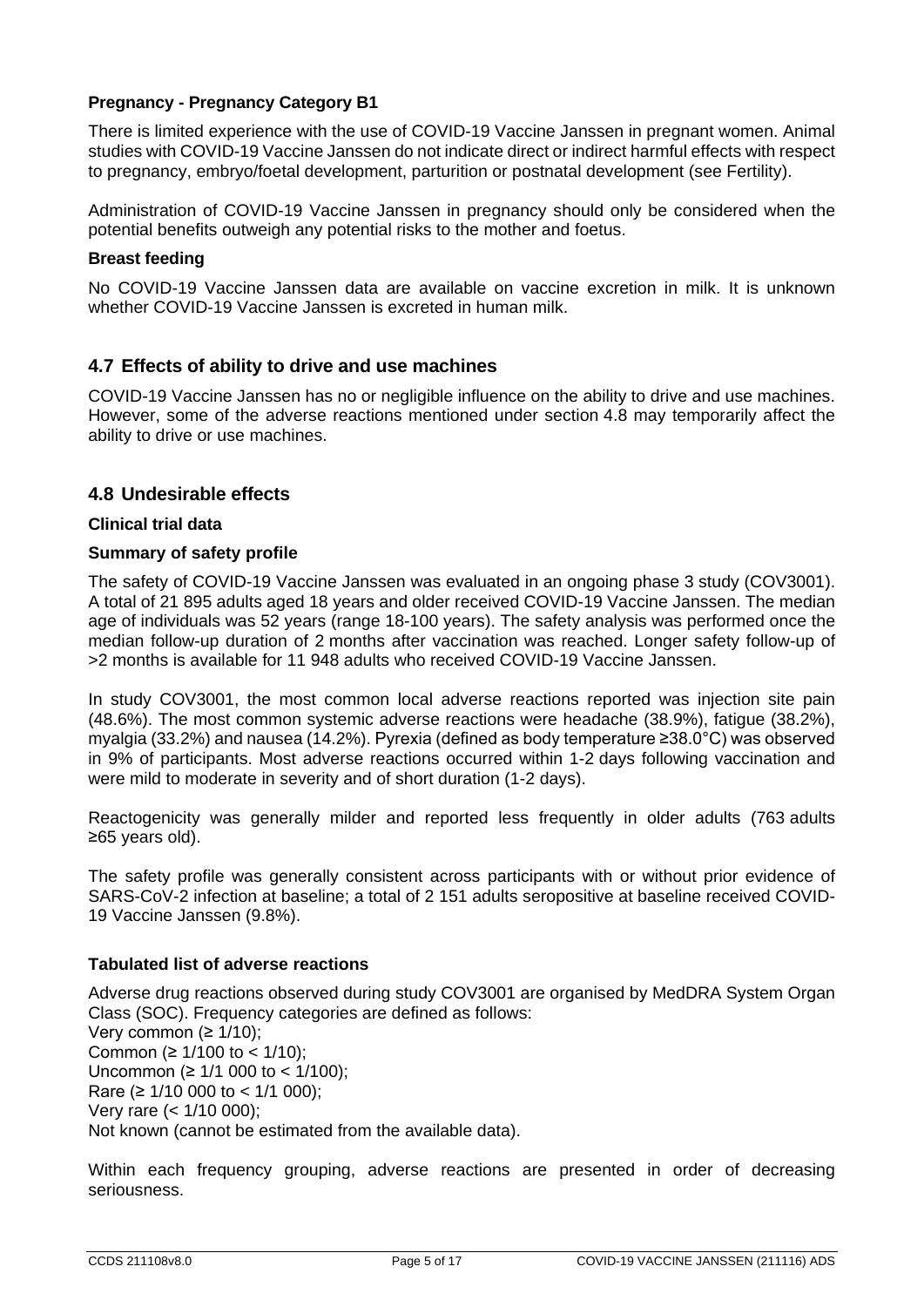**Pregnancy - Pregnancy Category B1**

There is limited experience with the use of COVID-19 Vaccine Janssen in pregnant women. Animal studies with COVID-19 Vaccine Janssen do not indicate direct or indirect harmful effects with respect to pregnancy, embryo/foetal development, parturition or postnatal development (see Fertility).

Administration of COVID-19 Vaccine Janssen in pregnancy should only be considered when the potential benefits outweigh any potential risks to the mother and foetus.

**Breast feeding**

No COVID-19 Vaccine Janssen data are available on vaccine excretion in milk. It is unknown whether COVID-19 Vaccine Janssen is excreted in human milk.

## 4.7 Effects of ability to drive and use machines

COVID-19 Vaccine Janssen has no or negligible influence on the ability to drive and use machines. However, some of the adverse reactions mentioned under section 4.8 may temporarily affect the ability to drive or use machines.

## 4.8 Undesirable effects

**Clinical trial data**

**Summary of safety profile**

The safety of COVID-19 Vaccine Janssen was evaluated in an ongoing phase 3 study (COV3001). A total of 21 895 adults aged 18 years and older received COVID-19 Vaccine Janssen. The median age of individuals was 52 years (range 18-100 years). The safety analysis was performed once the median follow-up duration of 2 months after vaccination was reached. Longer safety follow-up of >2 months is available for 11 948 adults who received COVID-19 Vaccine Janssen.

In study COV3001, the most common local adverse reactions reported was injection site pain (48.6%). The most common systemic adverse reactions were headache (38.9%), fatigue (38.2%), myalgia (33.2%) and nausea (14.2%). Pyrexia (defined as body temperature ≥38.0°C) was observed in 9% of participants. Most adverse reactions occurred within 1-2 days following vaccination and were mild to moderate in severity and of short duration (1-2 days).

Reactogenicity was generally milder and reported less frequently in older adults (763 adults ≥65 years old).

The safety profile was generally consistent across participants with or without prior evidence of SARS-CoV-2 infection at baseline; a total of 2 151 adults seropositive at baseline received COVID-19 Vaccine Janssen (9.8%).

**Tabulated list of adverse reactions**

Adverse drug reactions observed during study COV3001 are organised by MedDRA System Organ Class (SOC). Frequency categories are defined as follows:
Very common (≥ 1/10);
Common (≥ 1/100 to < 1/10);
Uncommon (≥ 1/1 000 to < 1/100);
Rare (≥ 1/10 000 to < 1/1 000);
Very rare (< 1/10 000);
Not known (cannot be estimated from the available data).

Within each frequency grouping, adverse reactions are presented in order of decreasing seriousness.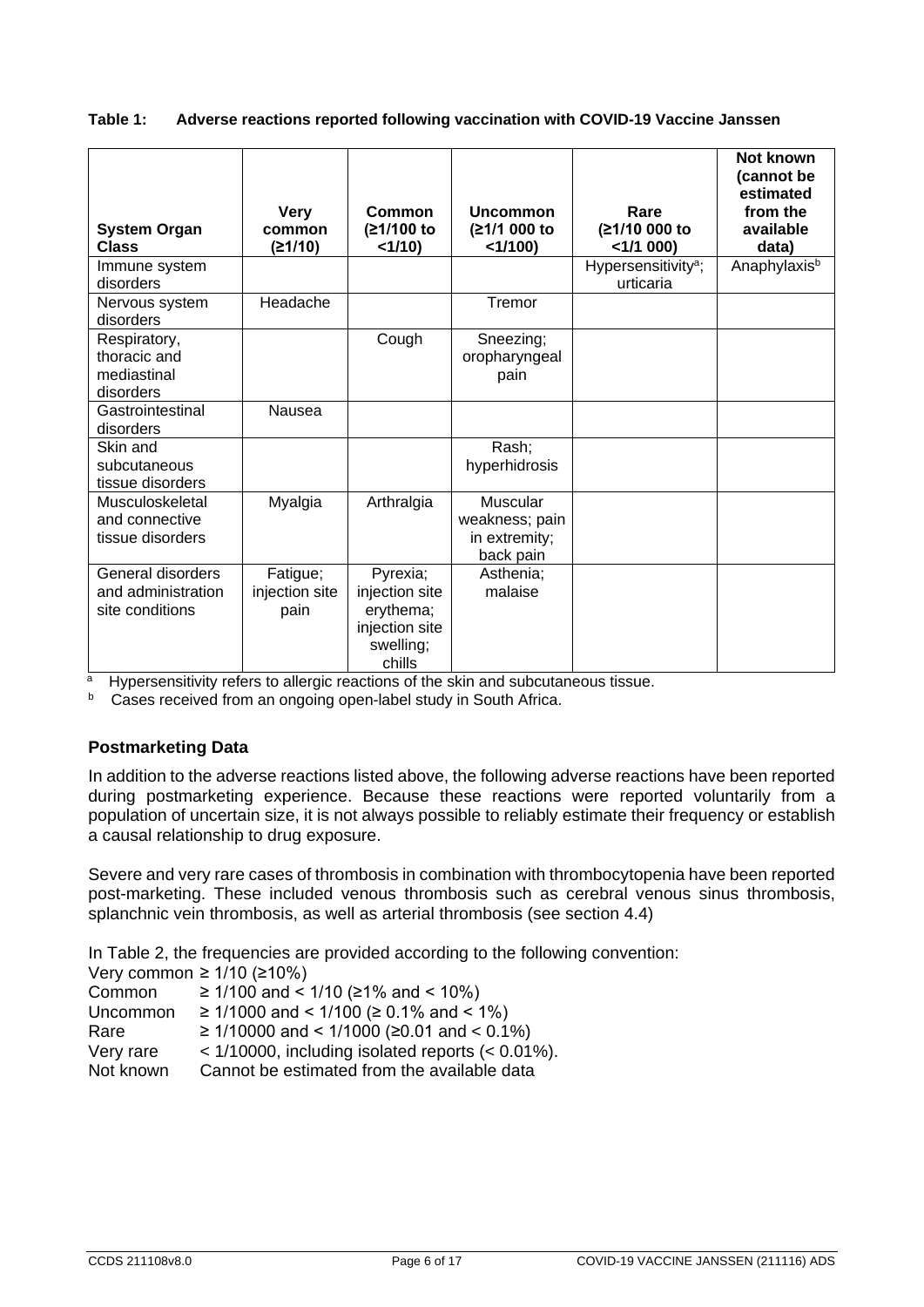**Table 1: Adverse reactions reported following vaccination with COVID-19 Vaccine Janssen**

| System Organ Class | Very common (≥1/10) | Common (≥1/100 to <1/10) | Uncommon (≥1/1 000 to <1/100) | Rare (≥1/10 000 to <1/1 000) | Not known (cannot be estimated from the available data) |
|---|---|---|---|---|---|
| Immune system disorders | | | | Hypersensitivity[a]; urticaria | Anaphylaxis[b] |
| Nervous system disorders | Headache | | Tremor | | |
| Respiratory, thoracic and mediastinal disorders | | Cough | Sneezing; oropharyngeal pain | | |
| Gastrointestinal disorders | Nausea | | | | |
| Skin and subcutaneous tissue disorders | | | Rash; hyperhidrosis | | |
| Musculoskeletal and connective tissue disorders | Myalgia | Arthralgia | Muscular weakness; pain in extremity; back pain | | |
| General disorders and administration site conditions | Fatigue; injection site pain | Pyrexia; injection site erythema; injection site swelling; chills | Asthenia; malaise | | |

[a] Hypersensitivity refers to allergic reactions of the skin and subcutaneous tissue.
[b] Cases received from an ongoing open-label study in South Africa.

### Postmarketing Data

In addition to the adverse reactions listed above, the following adverse reactions have been reported during postmarketing experience. Because these reactions were reported voluntarily from a population of uncertain size, it is not always possible to reliably estimate their frequency or establish a causal relationship to drug exposure.

Severe and very rare cases of thrombosis in combination with thrombocytopenia have been reported post-marketing. These included venous thrombosis such as cerebral venous sinus thrombosis, splanchnic vein thrombosis, as well as arterial thrombosis (see section 4.4)

In Table 2, the frequencies are provided according to the following convention:

Very common ≥ 1/10 (≥10%)
Common ≥ 1/100 and < 1/10 (≥1% and < 10%)
Uncommon ≥ 1/1000 and < 1/100 (≥ 0.1% and < 1%)
Rare ≥ 1/10000 and < 1/1000 (≥0.01 and < 0.1%)
Very rare < 1/10000, including isolated reports (< 0.01%).
Not known Cannot be estimated from the available data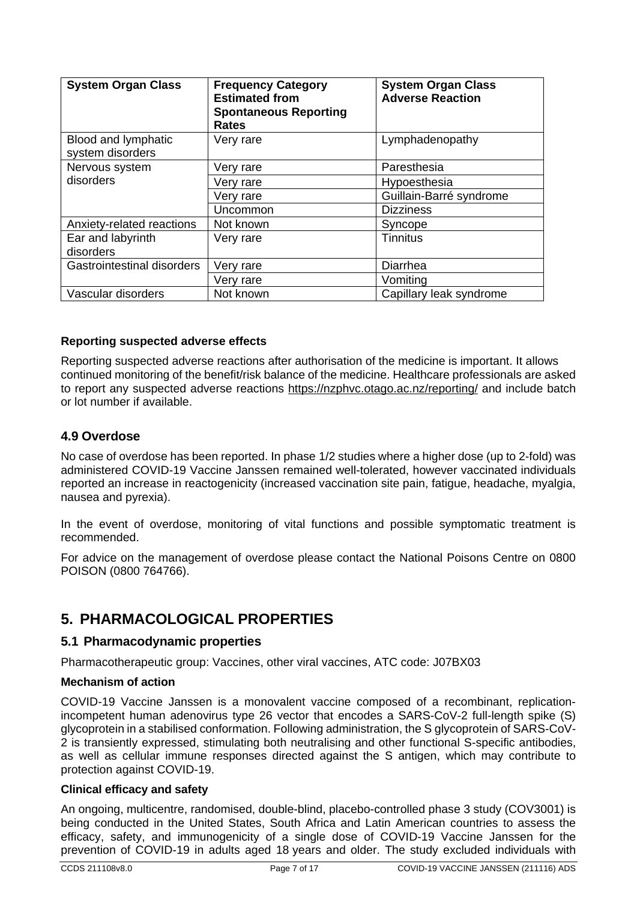| System Organ Class | Frequency Category Estimated from Spontaneous Reporting Rates | System Organ Class Adverse Reaction |
| --- | --- | --- |
| Blood and lymphatic system disorders | Very rare | Lymphadenopathy |
| Nervous system disorders | Very rare | Paresthesia |
| | Very rare | Hypoesthesia |
| | Very rare | Guillain-Barré syndrome |
| | Uncommon | Dizziness |
| Anxiety-related reactions | Not known | Syncope |
| Ear and labyrinth disorders | Very rare | Tinnitus |
| Gastrointestinal disorders | Very rare | Diarrhea |
| | Very rare | Vomiting |
| Vascular disorders | Not known | Capillary leak syndrome |

**Reporting suspected adverse effects**

Reporting suspected adverse reactions after authorisation of the medicine is important. It allows continued monitoring of the benefit/risk balance of the medicine. Healthcare professionals are asked to report any suspected adverse reactions https://nzphvc.otago.ac.nz/reporting/ and include batch or lot number if available.

## 4.9 Overdose

No case of overdose has been reported. In phase 1/2 studies where a higher dose (up to 2-fold) was administered COVID-19 Vaccine Janssen remained well-tolerated, however vaccinated individuals reported an increase in reactogenicity (increased vaccination site pain, fatigue, headache, myalgia, nausea and pyrexia).

In the event of overdose, monitoring of vital functions and possible symptomatic treatment is recommended.

For advice on the management of overdose please contact the National Poisons Centre on 0800 POISON (0800 764766).

# 5. PHARMACOLOGICAL PROPERTIES

## 5.1 Pharmacodynamic properties

Pharmacotherapeutic group: Vaccines, other viral vaccines, ATC code: J07BX03

**Mechanism of action**

COVID-19 Vaccine Janssen is a monovalent vaccine composed of a recombinant, replication-incompetent human adenovirus type 26 vector that encodes a SARS-CoV-2 full-length spike (S) glycoprotein in a stabilised conformation. Following administration, the S glycoprotein of SARS-CoV-2 is transiently expressed, stimulating both neutralising and other functional S-specific antibodies, as well as cellular immune responses directed against the S antigen, which may contribute to protection against COVID-19.

**Clinical efficacy and safety**

An ongoing, multicentre, randomised, double-blind, placebo-controlled phase 3 study (COV3001) is being conducted in the United States, South Africa and Latin American countries to assess the efficacy, safety, and immunogenicity of a single dose of COVID-19 Vaccine Janssen for the prevention of COVID-19 in adults aged 18 years and older. The study excluded individuals with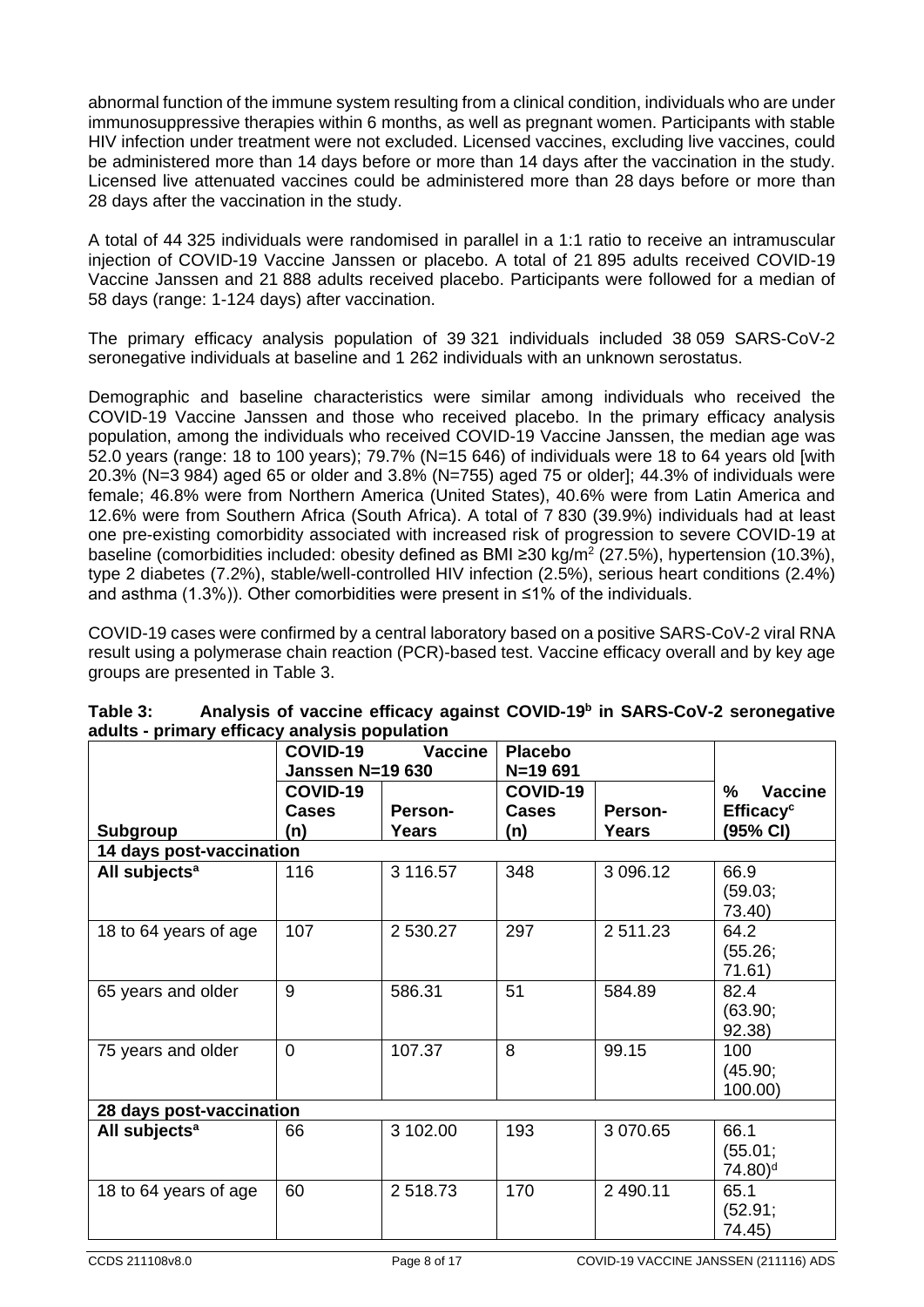abnormal function of the immune system resulting from a clinical condition, individuals who are under immunosuppressive therapies within 6 months, as well as pregnant women. Participants with stable HIV infection under treatment were not excluded. Licensed vaccines, excluding live vaccines, could be administered more than 14 days before or more than 14 days after the vaccination in the study. Licensed live attenuated vaccines could be administered more than 28 days before or more than 28 days after the vaccination in the study.

A total of 44 325 individuals were randomised in parallel in a 1:1 ratio to receive an intramuscular injection of COVID-19 Vaccine Janssen or placebo. A total of 21 895 adults received COVID-19 Vaccine Janssen and 21 888 adults received placebo. Participants were followed for a median of 58 days (range: 1-124 days) after vaccination.

The primary efficacy analysis population of 39 321 individuals included 38 059 SARS-CoV-2 seronegative individuals at baseline and 1 262 individuals with an unknown serostatus.

Demographic and baseline characteristics were similar among individuals who received the COVID-19 Vaccine Janssen and those who received placebo. In the primary efficacy analysis population, among the individuals who received COVID-19 Vaccine Janssen, the median age was 52.0 years (range: 18 to 100 years); 79.7% (N=15 646) of individuals were 18 to 64 years old [with 20.3% (N=3 984) aged 65 or older and 3.8% (N=755) aged 75 or older]; 44.3% of individuals were female; 46.8% were from Northern America (United States), 40.6% were from Latin America and 12.6% were from Southern Africa (South Africa). A total of 7 830 (39.9%) individuals had at least one pre-existing comorbidity associated with increased risk of progression to severe COVID-19 at baseline (comorbidities included: obesity defined as BMI ≥30 kg/m$^2$ (27.5%), hypertension (10.3%), type 2 diabetes (7.2%), stable/well-controlled HIV infection (2.5%), serious heart conditions (2.4%) and asthma (1.3%)). Other comorbidities were present in ≤1% of the individuals.

COVID-19 cases were confirmed by a central laboratory based on a positive SARS-CoV-2 viral RNA result using a polymerase chain reaction (PCR)-based test. Vaccine efficacy overall and by key age groups are presented in Table 3.

**Table 3: Analysis of vaccine efficacy against COVID-19[b] in SARS-CoV-2 seronegative adults - primary efficacy analysis population**

| | COVID-19 Vaccine Janssen N=19 630 | | Placebo N=19 691 | | |
|---|---|---|---|---|---|
| **Subgroup** | **COVID-19 Cases (n)** | **Person-Years** | **COVID-19 Cases (n)** | **Person-Years** | **% Vaccine Efficacy[c] (95% CI)** |
| **14 days post-vaccination** | | | | | |
| **All subjects[a]** | 116 | 3 116.57 | 348 | 3 096.12 | 66.9 (59.03; 73.40) |
| 18 to 64 years of age | 107 | 2 530.27 | 297 | 2 511.23 | 64.2 (55.26; 71.61) |
| 65 years and older | 9 | 586.31 | 51 | 584.89 | 82.4 (63.90; 92.38) |
| 75 years and older | 0 | 107.37 | 8 | 99.15 | 100 (45.90; 100.00) |
| **28 days post-vaccination** | | | | | |
| **All subjects[a]** | 66 | 3 102.00 | 193 | 3 070.65 | 66.1 (55.01; 74.80)[d] |
| 18 to 64 years of age | 60 | 2 518.73 | 170 | 2 490.11 | 65.1 (52.91; 74.45) |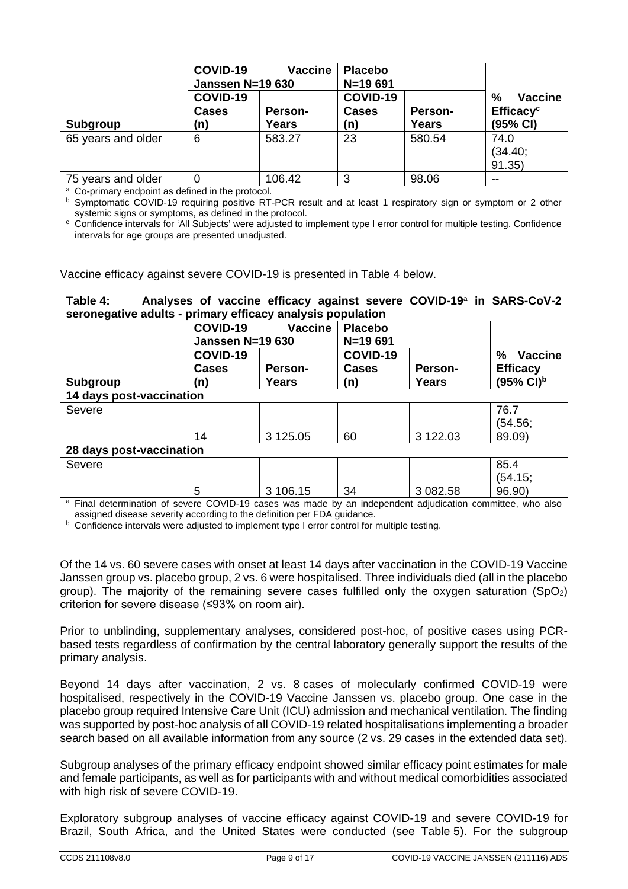| | COVID-19 Vaccine Janssen N=19 630 | | Placebo N=19 691 | | |
|---|---|---|---|---|---|
| **Subgroup** | **COVID-19 Cases (n)** | **Person-Years** | **COVID-19 Cases (n)** | **Person-Years** | **% Vaccine Efficacy[c] (95% CI)** |
| 65 years and older | 6 | 583.27 | 23 | 580.54 | 74.0 (34.40; 91.35) |
| 75 years and older | 0 | 106.42 | 3 | 98.06 | -- |

[a] Co-primary endpoint as defined in the protocol.
[b] Symptomatic COVID-19 requiring positive RT-PCR result and at least 1 respiratory sign or symptom or 2 other systemic signs or symptoms, as defined in the protocol.
[c] Confidence intervals for 'All Subjects' were adjusted to implement type I error control for multiple testing. Confidence intervals for age groups are presented unadjusted.

Vaccine efficacy against severe COVID-19 is presented in Table 4 below.

**Table 4: Analyses of vaccine efficacy against severe COVID-19[a] in SARS-CoV-2 seronegative adults - primary efficacy analysis population**

| | COVID-19 Vaccine Janssen N=19 630 | | Placebo N=19 691 | | |
|---|---|---|---|---|---|
| **Subgroup** | **COVID-19 Cases (n)** | **Person-Years** | **COVID-19 Cases (n)** | **Person-Years** | **% Vaccine Efficacy (95% CI)[b]** |
| **14 days post-vaccination** | | | | | |
| Severe | 14 | 3 125.05 | 60 | 3 122.03 | 76.7 (54.56; 89.09) |
| **28 days post-vaccination** | | | | | |
| Severe | 5 | 3 106.15 | 34 | 3 082.58 | 85.4 (54.15; 96.90) |

[a] Final determination of severe COVID-19 cases was made by an independent adjudication committee, who also assigned disease severity according to the definition per FDA guidance.
[b] Confidence intervals were adjusted to implement type I error control for multiple testing.

Of the 14 vs. 60 severe cases with onset at least 14 days after vaccination in the COVID-19 Vaccine Janssen group vs. placebo group, 2 vs. 6 were hospitalised. Three individuals died (all in the placebo group). The majority of the remaining severe cases fulfilled only the oxygen saturation ($SpO_2$) criterion for severe disease (≤93% on room air).

Prior to unblinding, supplementary analyses, considered post-hoc, of positive cases using PCR-based tests regardless of confirmation by the central laboratory generally support the results of the primary analysis.

Beyond 14 days after vaccination, 2 vs. 8 cases of molecularly confirmed COVID-19 were hospitalised, respectively in the COVID-19 Vaccine Janssen vs. placebo group. One case in the placebo group required Intensive Care Unit (ICU) admission and mechanical ventilation. The finding was supported by post-hoc analysis of all COVID-19 related hospitalisations implementing a broader search based on all available information from any source (2 vs. 29 cases in the extended data set).

Subgroup analyses of the primary efficacy endpoint showed similar efficacy point estimates for male and female participants, as well as for participants with and without medical comorbidities associated with high risk of severe COVID-19.

Exploratory subgroup analyses of vaccine efficacy against COVID-19 and severe COVID-19 for Brazil, South Africa, and the United States were conducted (see Table 5). For the subgroup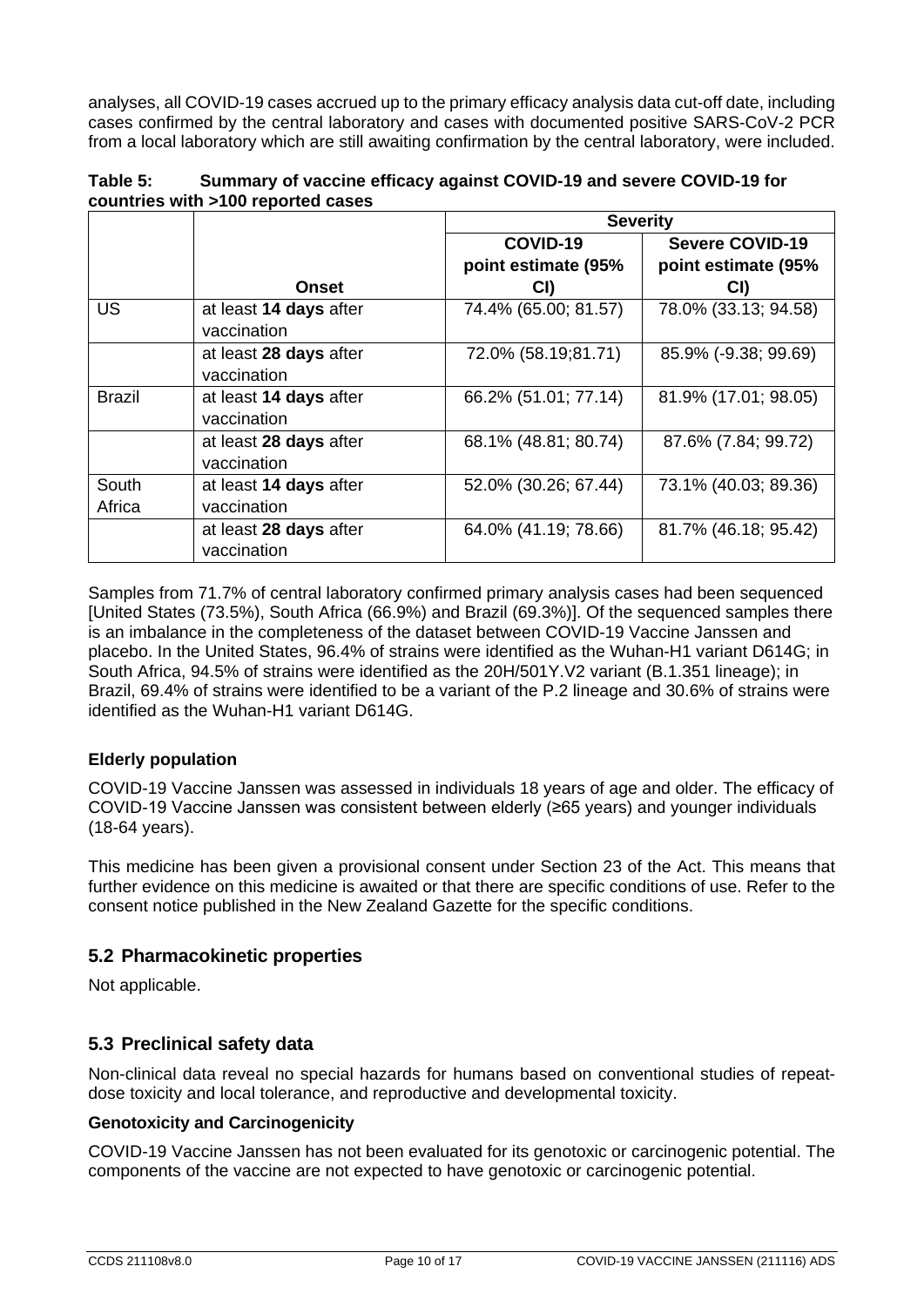analyses, all COVID-19 cases accrued up to the primary efficacy analysis data cut-off date, including cases confirmed by the central laboratory and cases with documented positive SARS-CoV-2 PCR from a local laboratory which are still awaiting confirmation by the central laboratory, were included.

**Table 5: Summary of vaccine efficacy against COVID-19 and severe COVID-19 for countries with >100 reported cases**

| | | Severity | |
|---|---|---|---|
| | **Onset** | **COVID-19 point estimate (95% CI)** | **Severe COVID-19 point estimate (95% CI)** |
| US | at least **14 days** after vaccination | 74.4% (65.00; 81.57) | 78.0% (33.13; 94.58) |
| | at least **28 days** after vaccination | 72.0% (58.19;81.71) | 85.9% (-9.38; 99.69) |
| Brazil | at least **14 days** after vaccination | 66.2% (51.01; 77.14) | 81.9% (17.01; 98.05) |
| | at least **28 days** after vaccination | 68.1% (48.81; 80.74) | 87.6% (7.84; 99.72) |
| South Africa | at least **14 days** after vaccination | 52.0% (30.26; 67.44) | 73.1% (40.03; 89.36) |
| | at least **28 days** after vaccination | 64.0% (41.19; 78.66) | 81.7% (46.18; 95.42) |

Samples from 71.7% of central laboratory confirmed primary analysis cases had been sequenced [United States (73.5%), South Africa (66.9%) and Brazil (69.3%)]. Of the sequenced samples there is an imbalance in the completeness of the dataset between COVID-19 Vaccine Janssen and placebo. In the United States, 96.4% of strains were identified as the Wuhan-H1 variant D614G; in South Africa, 94.5% of strains were identified as the 20H/501Y.V2 variant (B.1.351 lineage); in Brazil, 69.4% of strains were identified to be a variant of the P.2 lineage and 30.6% of strains were identified as the Wuhan-H1 variant D614G.

**Elderly population**

COVID-19 Vaccine Janssen was assessed in individuals 18 years of age and older. The efficacy of COVID-19 Vaccine Janssen was consistent between elderly (≥65 years) and younger individuals (18-64 years).

This medicine has been given a provisional consent under Section 23 of the Act. This means that further evidence on this medicine is awaited or that there are specific conditions of use. Refer to the consent notice published in the New Zealand Gazette for the specific conditions.

## 5.2 Pharmacokinetic properties

Not applicable.

## 5.3 Preclinical safety data

Non-clinical data reveal no special hazards for humans based on conventional studies of repeat-dose toxicity and local tolerance, and reproductive and developmental toxicity.

**Genotoxicity and Carcinogenicity**

COVID-19 Vaccine Janssen has not been evaluated for its genotoxic or carcinogenic potential. The components of the vaccine are not expected to have genotoxic or carcinogenic potential.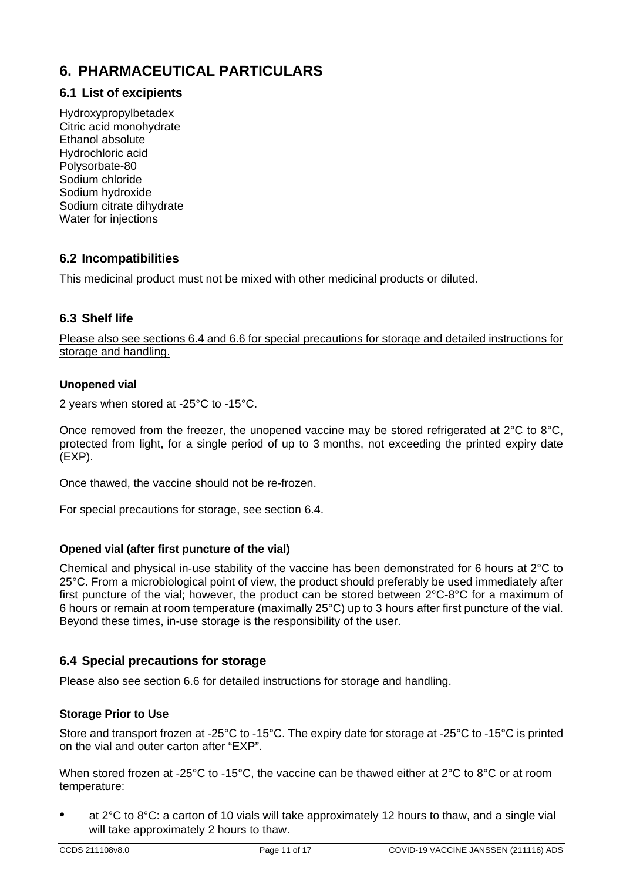# 6. PHARMACEUTICAL PARTICULARS

## 6.1 List of excipients

Hydroxypropylbetadex
Citric acid monohydrate
Ethanol absolute
Hydrochloric acid
Polysorbate-80
Sodium chloride
Sodium hydroxide
Sodium citrate dihydrate
Water for injections

## 6.2 Incompatibilities

This medicinal product must not be mixed with other medicinal products or diluted.

## 6.3 Shelf life

Please also see sections 6.4 and 6.6 for special precautions for storage and detailed instructions for storage and handling.

**Unopened vial**

2 years when stored at -25°C to -15°C.

Once removed from the freezer, the unopened vaccine may be stored refrigerated at 2°C to 8°C, protected from light, for a single period of up to 3 months, not exceeding the printed expiry date (EXP).

Once thawed, the vaccine should not be re-frozen.

For special precautions for storage, see section 6.4.

**Opened vial (after first puncture of the vial)**

Chemical and physical in-use stability of the vaccine has been demonstrated for 6 hours at 2°C to 25°C. From a microbiological point of view, the product should preferably be used immediately after first puncture of the vial; however, the product can be stored between 2°C-8°C for a maximum of 6 hours or remain at room temperature (maximally 25°C) up to 3 hours after first puncture of the vial. Beyond these times, in-use storage is the responsibility of the user.

## 6.4 Special precautions for storage

Please also see section 6.6 for detailed instructions for storage and handling.

**Storage Prior to Use**

Store and transport frozen at -25°C to -15°C. The expiry date for storage at -25°C to -15°C is printed on the vial and outer carton after "EXP".

When stored frozen at -25°C to -15°C, the vaccine can be thawed either at 2°C to 8°C or at room temperature:

- at 2°C to 8°C: a carton of 10 vials will take approximately 12 hours to thaw, and a single vial will take approximately 2 hours to thaw.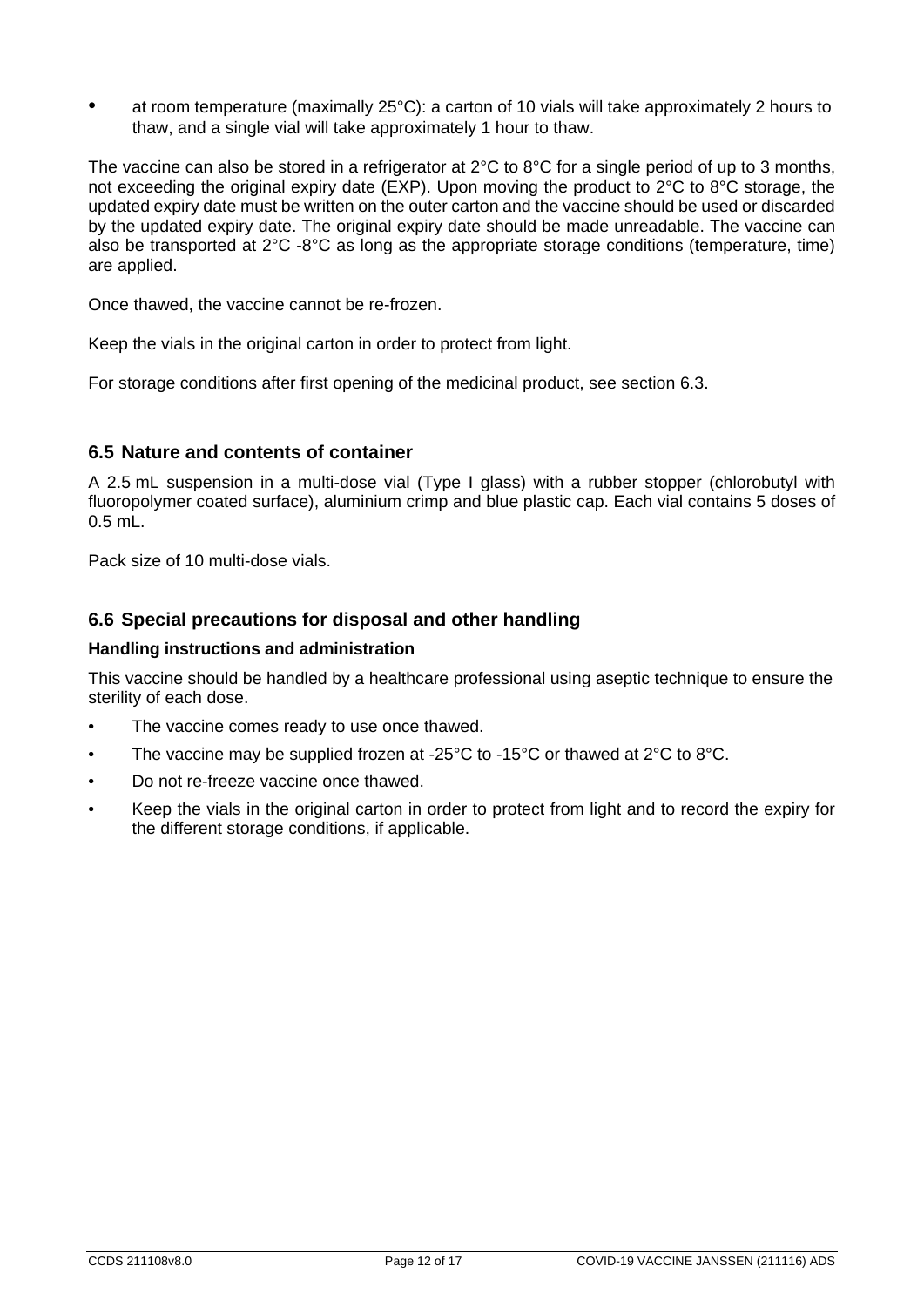- at room temperature (maximally 25°C): a carton of 10 vials will take approximately 2 hours to thaw, and a single vial will take approximately 1 hour to thaw.

The vaccine can also be stored in a refrigerator at 2°C to 8°C for a single period of up to 3 months, not exceeding the original expiry date (EXP). Upon moving the product to 2°C to 8°C storage, the updated expiry date must be written on the outer carton and the vaccine should be used or discarded by the updated expiry date. The original expiry date should be made unreadable. The vaccine can also be transported at 2°C -8°C as long as the appropriate storage conditions (temperature, time) are applied.

Once thawed, the vaccine cannot be re-frozen.

Keep the vials in the original carton in order to protect from light.

For storage conditions after first opening of the medicinal product, see section 6.3.

## 6.5 Nature and contents of container

A 2.5 mL suspension in a multi-dose vial (Type I glass) with a rubber stopper (chlorobutyl with fluoropolymer coated surface), aluminium crimp and blue plastic cap. Each vial contains 5 doses of 0.5 mL.

Pack size of 10 multi-dose vials.

## 6.6 Special precautions for disposal and other handling

**Handling instructions and administration**

This vaccine should be handled by a healthcare professional using aseptic technique to ensure the sterility of each dose.

- The vaccine comes ready to use once thawed.
- The vaccine may be supplied frozen at -25°C to -15°C or thawed at 2°C to 8°C.
- Do not re-freeze vaccine once thawed.
- Keep the vials in the original carton in order to protect from light and to record the expiry for the different storage conditions, if applicable.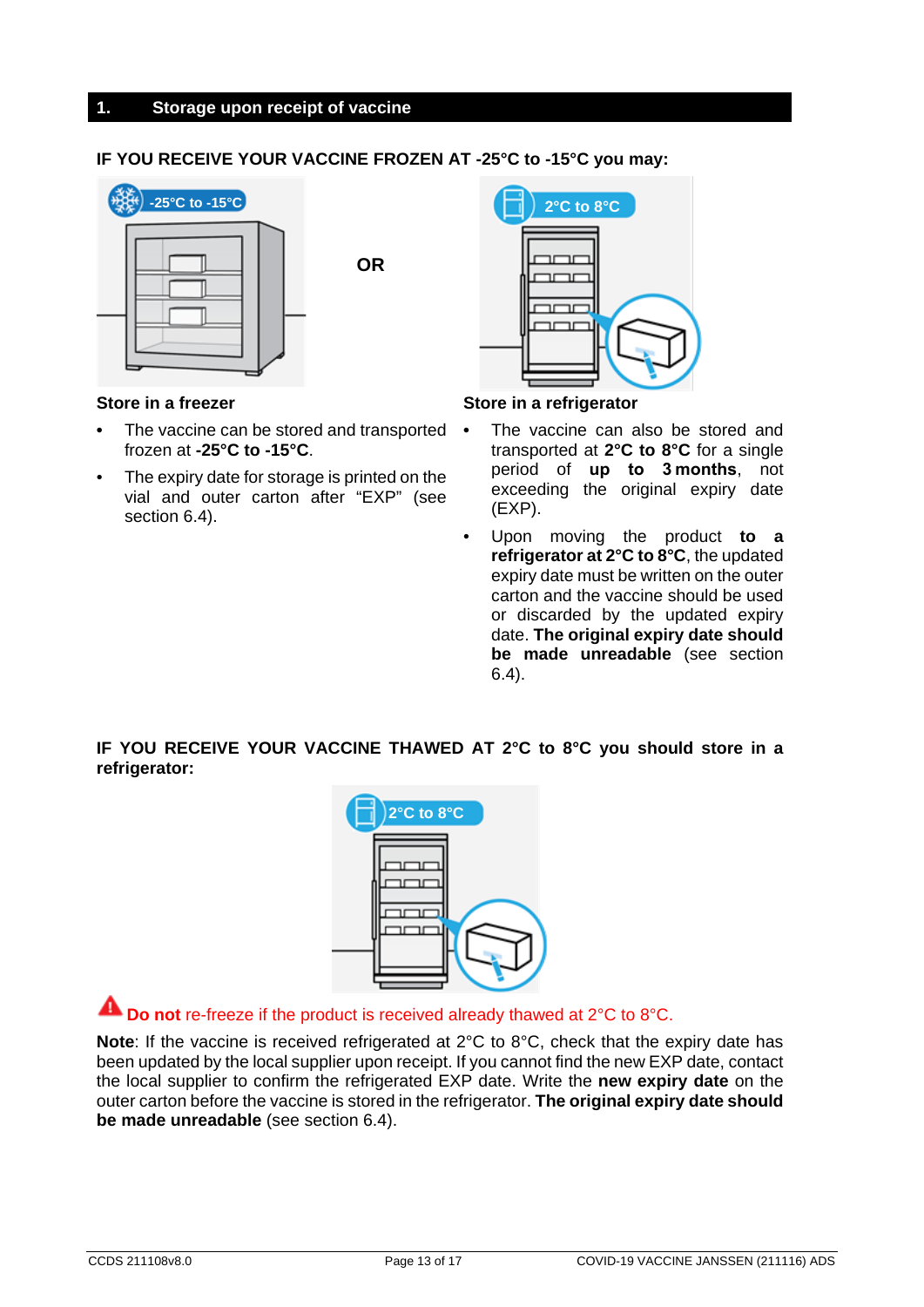## 1. Storage upon receipt of vaccine

**IF YOU RECEIVE YOUR VACCINE FROZEN AT -25°C to -15°C you may:**

**Store in a freezer**

- The vaccine can be stored and transported frozen at **-25°C to -15°C**.
- The expiry date for storage is printed on the vial and outer carton after "EXP" (see section 6.4).

**OR**

**Store in a refrigerator**

- The vaccine can also be stored and transported at **2°C to 8°C** for a single period of **up to 3 months**, not exceeding the original expiry date (EXP).
- Upon moving the product **to a refrigerator at 2°C to 8°C**, the updated expiry date must be written on the outer carton and the vaccine should be used or discarded by the updated expiry date. **The original expiry date should be made unreadable** (see section 6.4).

**IF YOU RECEIVE YOUR VACCINE THAWED AT 2°C to 8°C you should store in a refrigerator:**

**Do not** re-freeze if the product is received already thawed at 2°C to 8°C.

**Note**: If the vaccine is received refrigerated at 2°C to 8°C, check that the expiry date has been updated by the local supplier upon receipt. If you cannot find the new EXP date, contact the local supplier to confirm the refrigerated EXP date. Write the **new expiry date** on the outer carton before the vaccine is stored in the refrigerator. **The original expiry date should be made unreadable** (see section 6.4).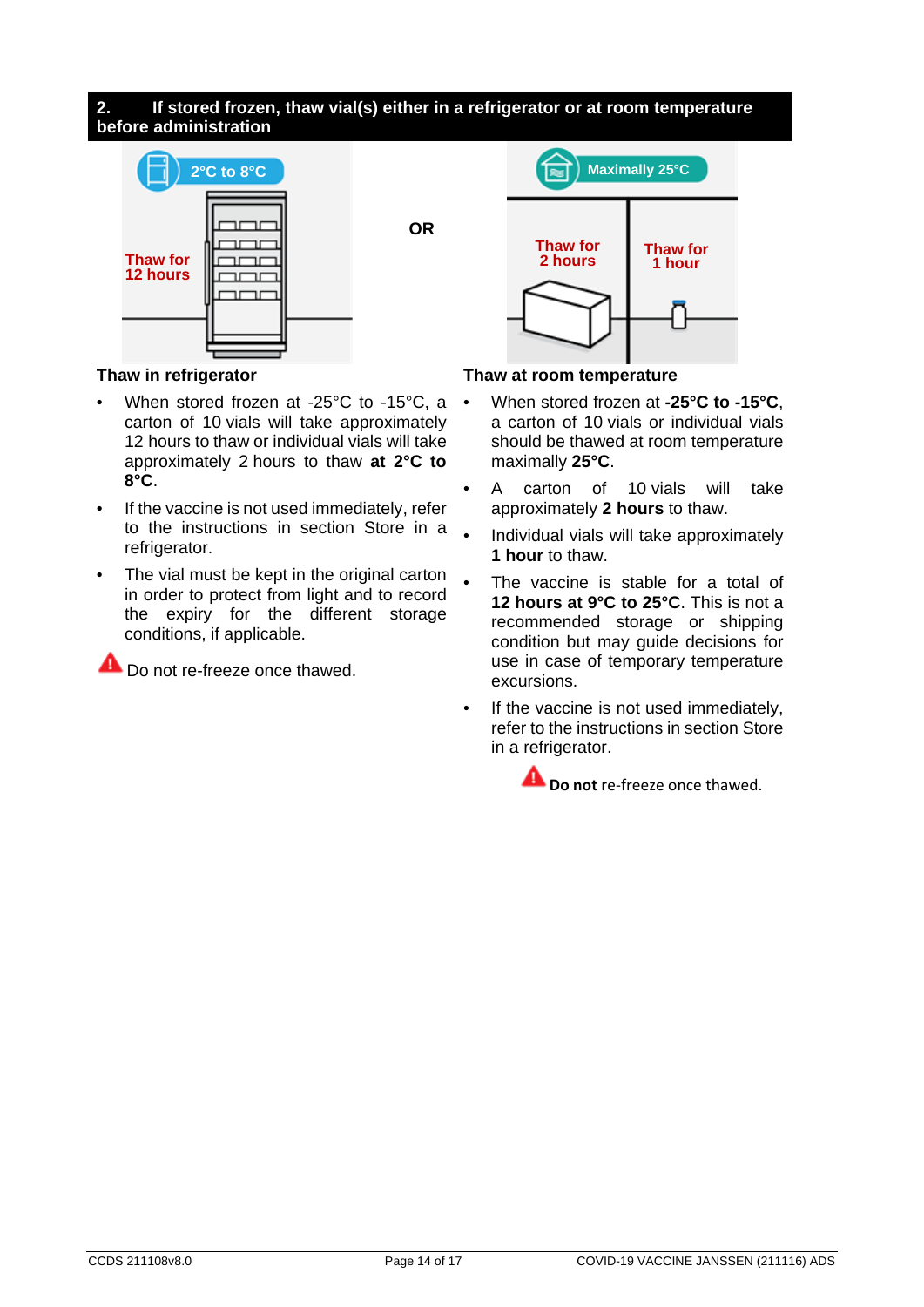## 2. If stored frozen, thaw vial(s) either in a refrigerator or at room temperature before administration

2°C to 8°C

Thaw for 12 hours

OR

Maximally 25°C

Thaw for 2 hours

Thaw for 1 hour

**Thaw in refrigerator**

- When stored frozen at -25°C to -15°C, a carton of 10 vials will take approximately 12 hours to thaw or individual vials will take approximately 2 hours to thaw **at 2°C to 8°C**.
- If the vaccine is not used immediately, refer to the instructions in section Store in a refrigerator.
- The vial must be kept in the original carton in order to protect from light and to record the expiry for the different storage conditions, if applicable.

⚠ Do not re-freeze once thawed.

**Thaw at room temperature**

- When stored frozen at **-25°C to -15°C**, a carton of 10 vials or individual vials should be thawed at room temperature maximally **25°C**.
- A carton of 10 vials will take approximately **2 hours** to thaw.
- Individual vials will take approximately **1 hour** to thaw.
- The vaccine is stable for a total of **12 hours at 9°C to 25°C**. This is not a recommended storage or shipping condition but may guide decisions for use in case of temporary temperature excursions.
- If the vaccine is not used immediately, refer to the instructions in section Store in a refrigerator.

⚠ **Do not** re-freeze once thawed.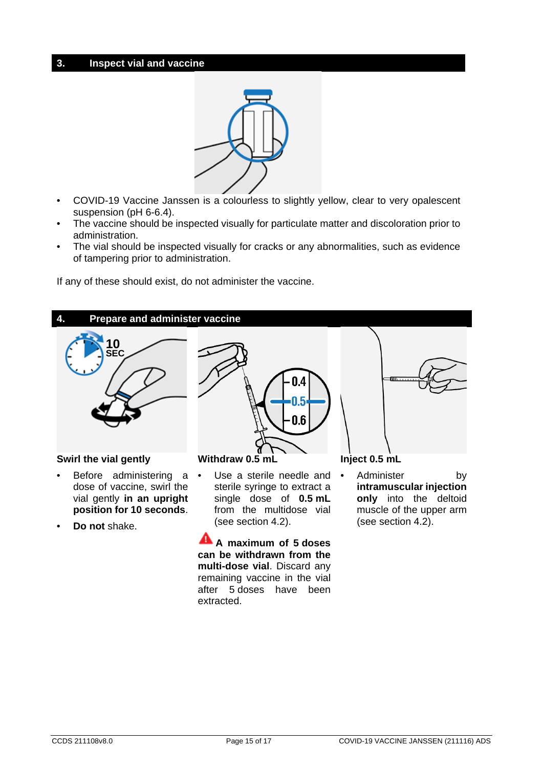## 3. Inspect vial and vaccine

- COVID-19 Vaccine Janssen is a colourless to slightly yellow, clear to very opalescent suspension (pH 6-6.4).
- The vaccine should be inspected visually for particulate matter and discoloration prior to administration.
- The vial should be inspected visually for cracks or any abnormalities, such as evidence of tampering prior to administration.

If any of these should exist, do not administer the vaccine.

## 4. Prepare and administer vaccine

**Swirl the vial gently**

- Before administering a dose of vaccine, swirl the vial gently **in an upright position for 10 seconds**.
- **Do not** shake.

**Withdraw 0.5 mL**

- Use a sterile needle and sterile syringe to extract a single dose of **0.5 mL** from the multidose vial (see section 4.2).

**A maximum of 5 doses can be withdrawn from the multi-dose vial**. Discard any remaining vaccine in the vial after 5 doses have been extracted.

**Inject 0.5 mL**

- Administer by **intramuscular injection only** into the deltoid muscle of the upper arm (see section 4.2).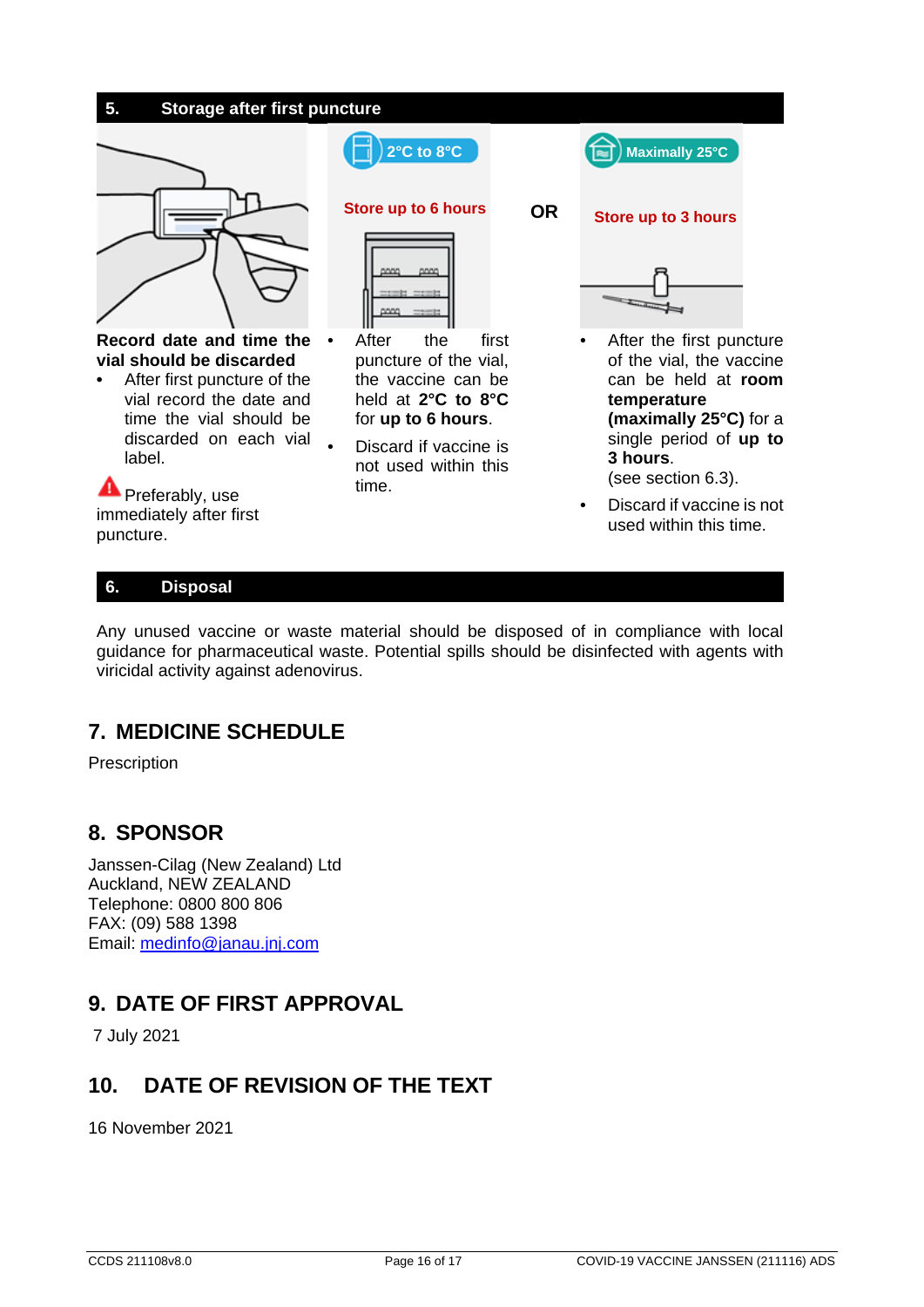## 5. Storage after first puncture

**Record date and time the vial should be discarded**

- After first puncture of the vial record the date and time the vial should be discarded on each vial label.

⚠ Preferably, use immediately after first puncture.

**2°C to 8°C**

**Store up to 6 hours**

- After the first puncture of the vial, the vaccine can be held at **2°C to 8°C** for **up to 6 hours**.
- Discard if vaccine is not used within this time.

**OR**

**Maximally 25°C**

**Store up to 3 hours**

- After the first puncture of the vial, the vaccine can be held at **room temperature (maximally 25°C)** for a single period of **up to 3 hours**. (see section 6.3).
- Discard if vaccine is not used within this time.

## 6. Disposal

Any unused vaccine or waste material should be disposed of in compliance with local guidance for pharmaceutical waste. Potential spills should be disinfected with agents with viricidal activity against adenovirus.

# 7. MEDICINE SCHEDULE

Prescription

# 8. SPONSOR

Janssen-Cilag (New Zealand) Ltd
Auckland, NEW ZEALAND
Telephone: 0800 800 806
FAX: (09) 588 1398
Email: medinfo@janau.jnj.com

# 9. DATE OF FIRST APPROVAL

7 July 2021

# 10. DATE OF REVISION OF THE TEXT

16 November 2021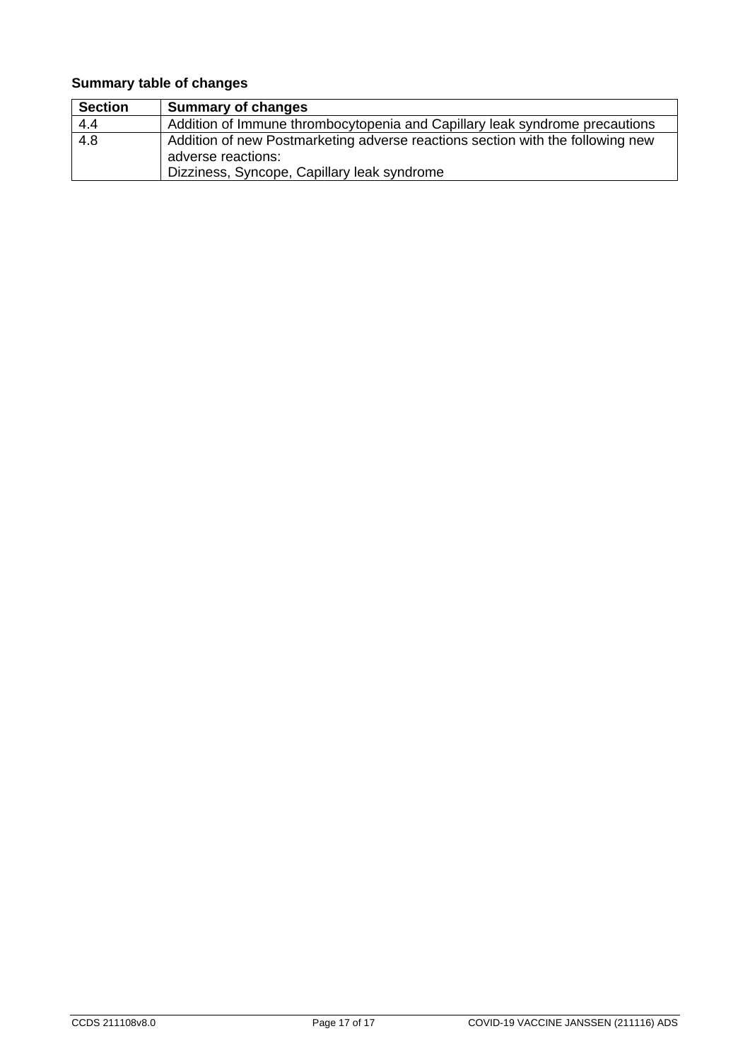**Summary table of changes**

| Section | Summary of changes |
| --- | --- |
| 4.4 | Addition of Immune thrombocytopenia and Capillary leak syndrome precautions |
| 4.8 | Addition of new Postmarketing adverse reactions section with the following new adverse reactions:<br>Dizziness, Syncope, Capillary leak syndrome |